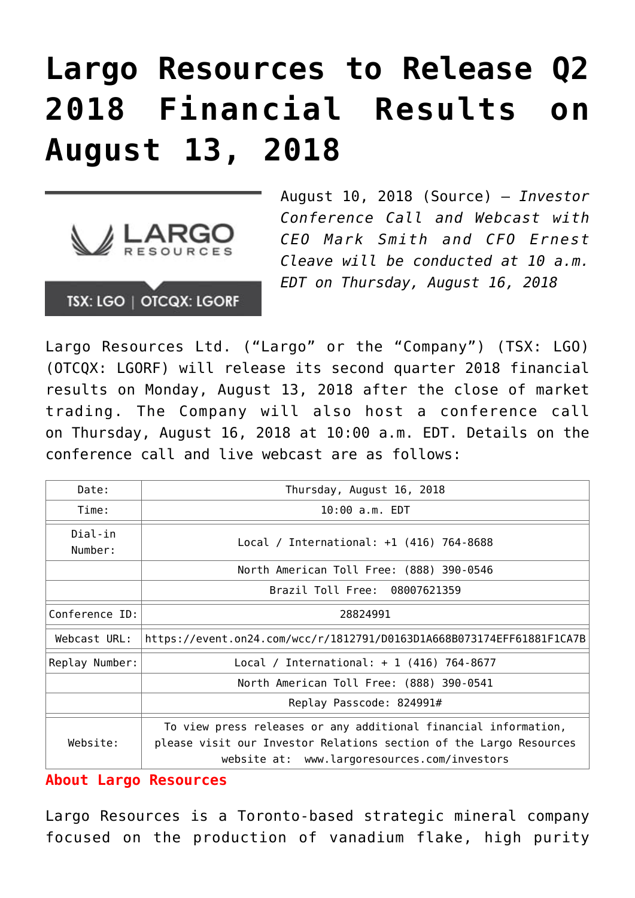# Largo Resources to Release Q2 2018 Financial Results on August 13, 2018

August 10, 2018 (Source) — *Investor Conference Call and Webcast with CEO Mark Smith and CFO Ernest Cleave will be conducted at 10 a.m. EDT on Thursday, August 16, 2018*

Largo Resources Ltd. ("Largo" or the "Company") (TSX: LGO) (OTCQX: LGORF) will release its second quarter 2018 financial results on Monday, August 13, 2018 after the close of market trading. The Company will also host a conference call on Thursday, August 16, 2018 at 10:00 a.m. EDT. Details on the conference call and live webcast are as follows:

| | |
|---|---|
| Date: | Thursday, August 16, 2018 |
| Time: | 10:00 a.m. EDT |
| Dial-in Number: | Local / International: +1 (416) 764-8688 |
| | North American Toll Free: (888) 390-0546 |
| | Brazil Toll Free: 08007621359 |
| Conference ID: | 28824991 |
| Webcast URL: | https://event.on24.com/wcc/r/1812791/D0163D1A668B073174EFF61881F1CA7B |
| Replay Number: | Local / International: + 1 (416) 764-8677 |
| | North American Toll Free: (888) 390-0541 |
| | Replay Passcode: 824991# |
| Website: | To view press releases or any additional financial information, please visit our Investor Relations section of the Largo Resources website at: www.largoresources.com/investors |

**About Largo Resources**

Largo Resources is a Toronto-based strategic mineral company focused on the production of vanadium flake, high purity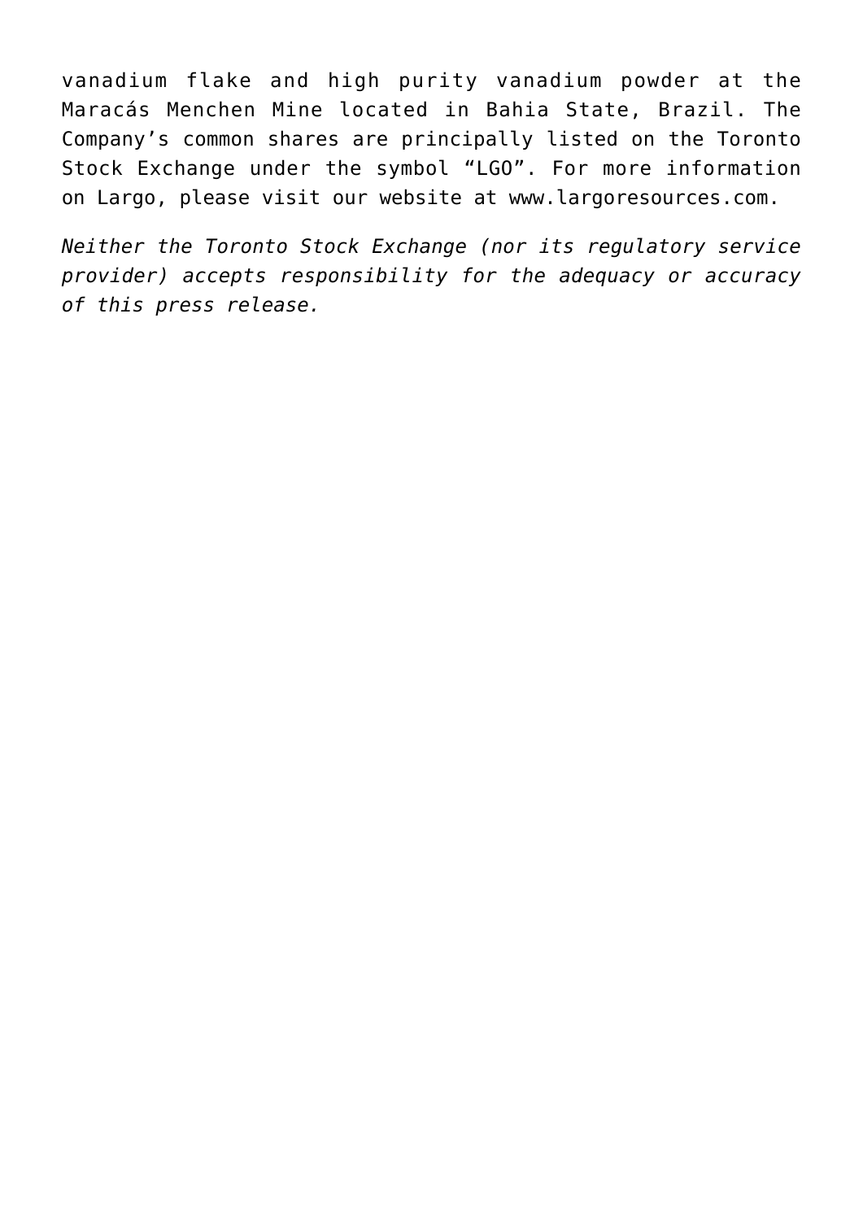vanadium flake and high purity vanadium powder at the Maracás Menchen Mine located in Bahia State, Brazil. The Company's common shares are principally listed on the Toronto Stock Exchange under the symbol "LGO". For more information on Largo, please visit our website at www.largoresources.com.

*Neither the Toronto Stock Exchange (nor its regulatory service provider) accepts responsibility for the adequacy or accuracy of this press release.*